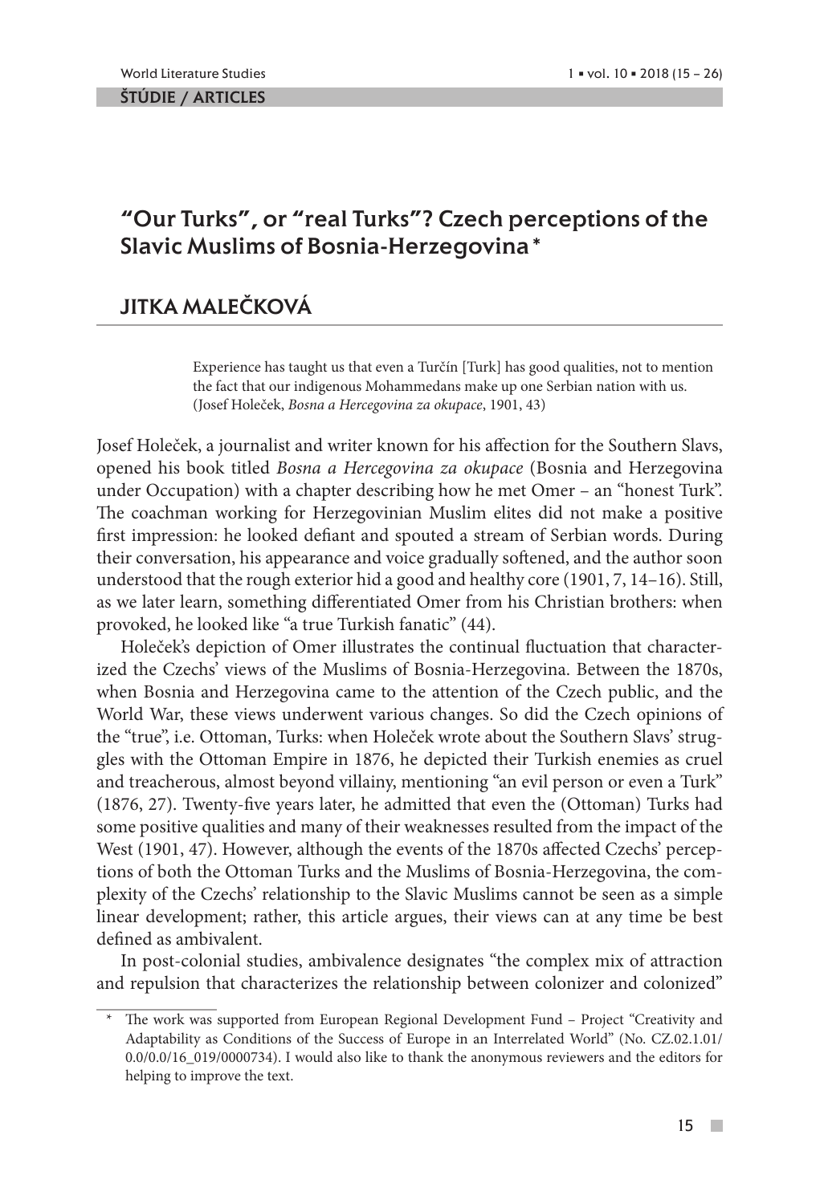ŠTÚDIE / ARTICLES

# "Our Turks", or "real Turks"? Czech perceptions of the Slavic Muslims of Bosnia-Herzegovina *

## JITKA MALEČKOVÁ

> Experience has taught us that even a Turčín [Turk] has good qualities, not to mention the fact that our indigenous Mohammedans make up one Serbian nation with us.
> (Josef Holeček, *Bosna a Hercegovina za okupace*, 1901, 43)

Josef Holeček, a journalist and writer known for his affection for the Southern Slavs, opened his book titled *Bosna a Hercegovina za okupace* (Bosnia and Herzegovina under Occupation) with a chapter describing how he met Omer – an "honest Turk". The coachman working for Herzegovinian Muslim elites did not make a positive first impression: he looked defiant and spouted a stream of Serbian words. During their conversation, his appearance and voice gradually softened, and the author soon understood that the rough exterior hid a good and healthy core (1901, 7, 14–16). Still, as we later learn, something differentiated Omer from his Christian brothers: when provoked, he looked like "a true Turkish fanatic" (44).

Holeček's depiction of Omer illustrates the continual fluctuation that characterized the Czechs' views of the Muslims of Bosnia-Herzegovina. Between the 1870s, when Bosnia and Herzegovina came to the attention of the Czech public, and the World War, these views underwent various changes. So did the Czech opinions of the "true", i.e. Ottoman, Turks: when Holeček wrote about the Southern Slavs' struggles with the Ottoman Empire in 1876, he depicted their Turkish enemies as cruel and treacherous, almost beyond villainy, mentioning "an evil person or even a Turk" (1876, 27). Twenty-five years later, he admitted that even the (Ottoman) Turks had some positive qualities and many of their weaknesses resulted from the impact of the West (1901, 47). However, although the events of the 1870s affected Czechs' perceptions of both the Ottoman Turks and the Muslims of Bosnia-Herzegovina, the complexity of the Czechs' relationship to the Slavic Muslims cannot be seen as a simple linear development; rather, this article argues, their views can at any time be best defined as ambivalent.

In post-colonial studies, ambivalence designates "the complex mix of attraction and repulsion that characterizes the relationship between colonizer and colonized"

---

\* The work was supported from European Regional Development Fund – Project "Creativity and Adaptability as Conditions of the Success of Europe in an Interrelated World" (No. CZ.02.1.01/0.0/0.0/16_019/0000734). I would also like to thank the anonymous reviewers and the editors for helping to improve the text.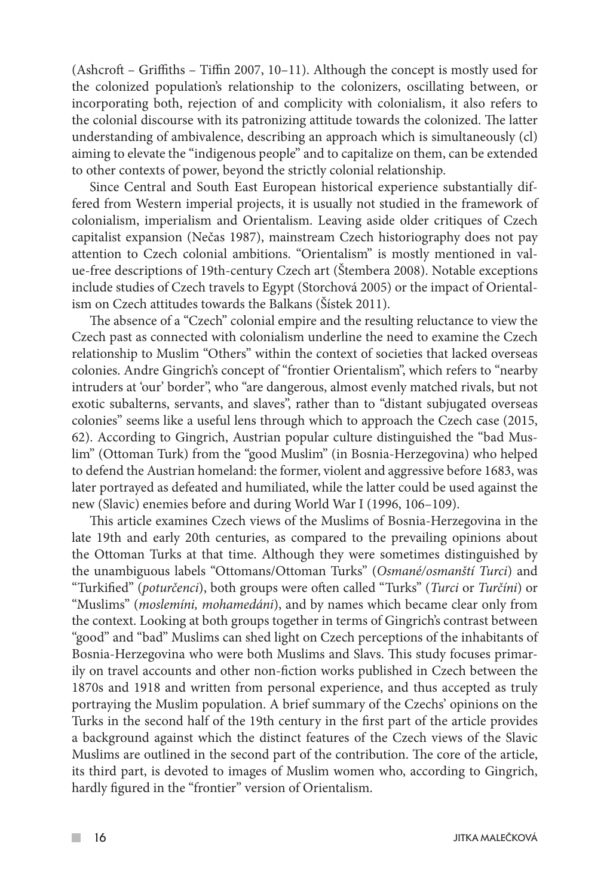(Ashcroft – Griffiths – Tiffin 2007, 10–11). Although the concept is mostly used for the colonized population's relationship to the colonizers, oscillating between, or incorporating both, rejection of and complicity with colonialism, it also refers to the colonial discourse with its patronizing attitude towards the colonized. The latter understanding of ambivalence, describing an approach which is simultaneously (cl) aiming to elevate the "indigenous people" and to capitalize on them, can be extended to other contexts of power, beyond the strictly colonial relationship.

Since Central and South East European historical experience substantially differed from Western imperial projects, it is usually not studied in the framework of colonialism, imperialism and Orientalism. Leaving aside older critiques of Czech capitalist expansion (Nečas 1987), mainstream Czech historiography does not pay attention to Czech colonial ambitions. "Orientalism" is mostly mentioned in value-free descriptions of 19th-century Czech art (Štembera 2008). Notable exceptions include studies of Czech travels to Egypt (Storchová 2005) or the impact of Orientalism on Czech attitudes towards the Balkans (Šístek 2011).

The absence of a "Czech" colonial empire and the resulting reluctance to view the Czech past as connected with colonialism underline the need to examine the Czech relationship to Muslim "Others" within the context of societies that lacked overseas colonies. Andre Gingrich's concept of "frontier Orientalism", which refers to "nearby intruders at 'our' border", who "are dangerous, almost evenly matched rivals, but not exotic subalterns, servants, and slaves", rather than to "distant subjugated overseas colonies" seems like a useful lens through which to approach the Czech case (2015, 62). According to Gingrich, Austrian popular culture distinguished the "bad Muslim" (Ottoman Turk) from the "good Muslim" (in Bosnia-Herzegovina) who helped to defend the Austrian homeland: the former, violent and aggressive before 1683, was later portrayed as defeated and humiliated, while the latter could be used against the new (Slavic) enemies before and during World War I (1996, 106–109).

This article examines Czech views of the Muslims of Bosnia-Herzegovina in the late 19th and early 20th centuries, as compared to the prevailing opinions about the Ottoman Turks at that time. Although they were sometimes distinguished by the unambiguous labels "Ottomans/Ottoman Turks" (*Osmané/osmanští Turci*) and "Turkified" (*poturčenci*), both groups were often called "Turks" (*Turci* or *Turčíni*) or "Muslims" (*moslemíni, mohamedáni*), and by names which became clear only from the context. Looking at both groups together in terms of Gingrich's contrast between "good" and "bad" Muslims can shed light on Czech perceptions of the inhabitants of Bosnia-Herzegovina who were both Muslims and Slavs. This study focuses primarily on travel accounts and other non-fiction works published in Czech between the 1870s and 1918 and written from personal experience, and thus accepted as truly portraying the Muslim population. A brief summary of the Czechs' opinions on the Turks in the second half of the 19th century in the first part of the article provides a background against which the distinct features of the Czech views of the Slavic Muslims are outlined in the second part of the contribution. The core of the article, its third part, is devoted to images of Muslim women who, according to Gingrich, hardly figured in the "frontier" version of Orientalism.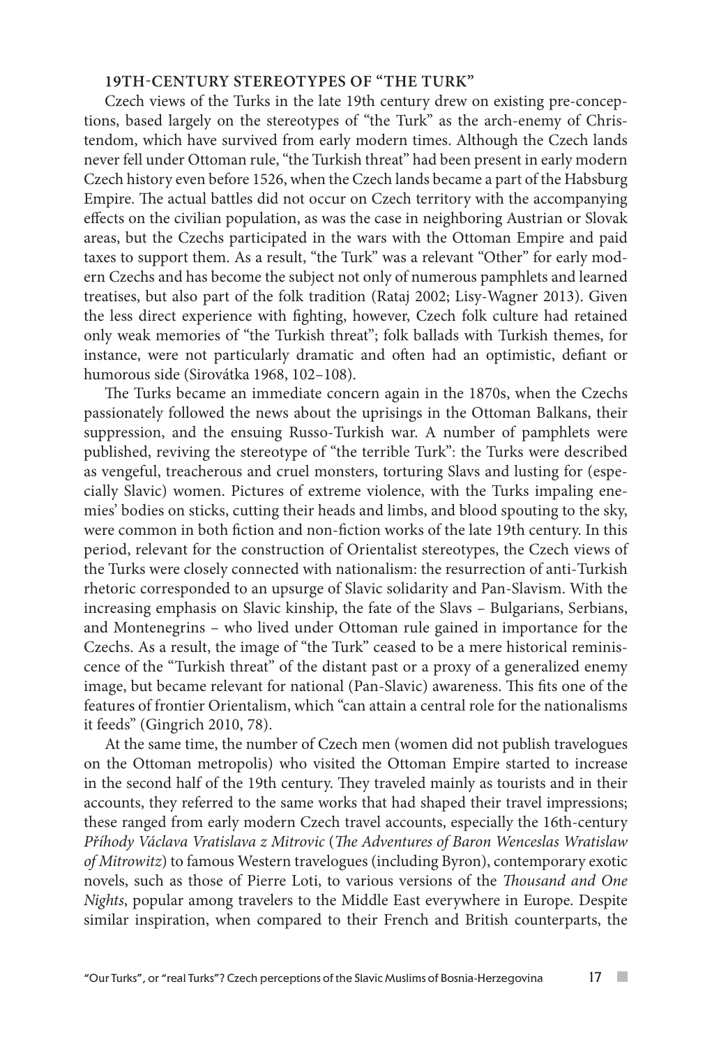## 19TH-CENTURY STEREOTYPES OF "THE TURK"

Czech views of the Turks in the late 19th century drew on existing pre-conceptions, based largely on the stereotypes of "the Turk" as the arch-enemy of Christendom, which have survived from early modern times. Although the Czech lands never fell under Ottoman rule, "the Turkish threat" had been present in early modern Czech history even before 1526, when the Czech lands became a part of the Habsburg Empire. The actual battles did not occur on Czech territory with the accompanying effects on the civilian population, as was the case in neighboring Austrian or Slovak areas, but the Czechs participated in the wars with the Ottoman Empire and paid taxes to support them. As a result, "the Turk" was a relevant "Other" for early modern Czechs and has become the subject not only of numerous pamphlets and learned treatises, but also part of the folk tradition (Rataj 2002; Lisy-Wagner 2013). Given the less direct experience with fighting, however, Czech folk culture had retained only weak memories of "the Turkish threat"; folk ballads with Turkish themes, for instance, were not particularly dramatic and often had an optimistic, defiant or humorous side (Sirovátka 1968, 102–108).

The Turks became an immediate concern again in the 1870s, when the Czechs passionately followed the news about the uprisings in the Ottoman Balkans, their suppression, and the ensuing Russo-Turkish war. A number of pamphlets were published, reviving the stereotype of "the terrible Turk": the Turks were described as vengeful, treacherous and cruel monsters, torturing Slavs and lusting for (especially Slavic) women. Pictures of extreme violence, with the Turks impaling enemies' bodies on sticks, cutting their heads and limbs, and blood spouting to the sky, were common in both fiction and non-fiction works of the late 19th century. In this period, relevant for the construction of Orientalist stereotypes, the Czech views of the Turks were closely connected with nationalism: the resurrection of anti-Turkish rhetoric corresponded to an upsurge of Slavic solidarity and Pan-Slavism. With the increasing emphasis on Slavic kinship, the fate of the Slavs – Bulgarians, Serbians, and Montenegrins – who lived under Ottoman rule gained in importance for the Czechs. As a result, the image of "the Turk" ceased to be a mere historical reminiscence of the "Turkish threat" of the distant past or a proxy of a generalized enemy image, but became relevant for national (Pan-Slavic) awareness. This fits one of the features of frontier Orientalism, which "can attain a central role for the nationalisms it feeds" (Gingrich 2010, 78).

At the same time, the number of Czech men (women did not publish travelogues on the Ottoman metropolis) who visited the Ottoman Empire started to increase in the second half of the 19th century. They traveled mainly as tourists and in their accounts, they referred to the same works that had shaped their travel impressions; these ranged from early modern Czech travel accounts, especially the 16th-century *Příhody Václava Vratislava z Mitrovic* (*The Adventures of Baron Wenceslas Wratislaw of Mitrowitz*) to famous Western travelogues (including Byron), contemporary exotic novels, such as those of Pierre Loti, to various versions of the *Thousand and One Nights*, popular among travelers to the Middle East everywhere in Europe. Despite similar inspiration, when compared to their French and British counterparts, the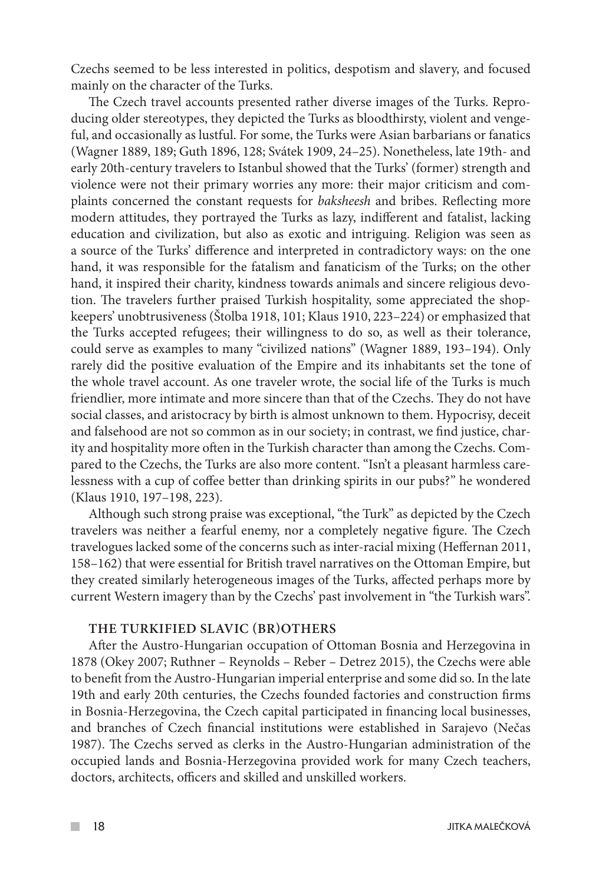Czechs seemed to be less interested in politics, despotism and slavery, and focused mainly on the character of the Turks.

The Czech travel accounts presented rather diverse images of the Turks. Reproducing older stereotypes, they depicted the Turks as bloodthirsty, violent and vengeful, and occasionally as lustful. For some, the Turks were Asian barbarians or fanatics (Wagner 1889, 189; Guth 1896, 128; Svátek 1909, 24–25). Nonetheless, late 19th- and early 20th-century travelers to Istanbul showed that the Turks' (former) strength and violence were not their primary worries any more: their major criticism and complaints concerned the constant requests for *baksheesh* and bribes. Reflecting more modern attitudes, they portrayed the Turks as lazy, indifferent and fatalist, lacking education and civilization, but also as exotic and intriguing. Religion was seen as a source of the Turks' difference and interpreted in contradictory ways: on the one hand, it was responsible for the fatalism and fanaticism of the Turks; on the other hand, it inspired their charity, kindness towards animals and sincere religious devotion. The travelers further praised Turkish hospitality, some appreciated the shopkeepers' unobtrusiveness (Štolba 1918, 101; Klaus 1910, 223–224) or emphasized that the Turks accepted refugees; their willingness to do so, as well as their tolerance, could serve as examples to many "civilized nations" (Wagner 1889, 193–194). Only rarely did the positive evaluation of the Empire and its inhabitants set the tone of the whole travel account. As one traveler wrote, the social life of the Turks is much friendlier, more intimate and more sincere than that of the Czechs. They do not have social classes, and aristocracy by birth is almost unknown to them. Hypocrisy, deceit and falsehood are not so common as in our society; in contrast, we find justice, charity and hospitality more often in the Turkish character than among the Czechs. Compared to the Czechs, the Turks are also more content. "Isn't a pleasant harmless carelessness with a cup of coffee better than drinking spirits in our pubs?" he wondered (Klaus 1910, 197–198, 223).

Although such strong praise was exceptional, "the Turk" as depicted by the Czech travelers was neither a fearful enemy, nor a completely negative figure. The Czech travelogues lacked some of the concerns such as inter-racial mixing (Heffernan 2011, 158–162) that were essential for British travel narratives on the Ottoman Empire, but they created similarly heterogeneous images of the Turks, affected perhaps more by current Western imagery than by the Czechs' past involvement in "the Turkish wars".

## THE TURKIFIED SLAVIC (BR)OTHERS

After the Austro-Hungarian occupation of Ottoman Bosnia and Herzegovina in 1878 (Okey 2007; Ruthner – Reynolds – Reber – Detrez 2015), the Czechs were able to benefit from the Austro-Hungarian imperial enterprise and some did so. In the late 19th and early 20th centuries, the Czechs founded factories and construction firms in Bosnia-Herzegovina, the Czech capital participated in financing local businesses, and branches of Czech financial institutions were established in Sarajevo (Nečas 1987). The Czechs served as clerks in the Austro-Hungarian administration of the occupied lands and Bosnia-Herzegovina provided work for many Czech teachers, doctors, architects, officers and skilled and unskilled workers.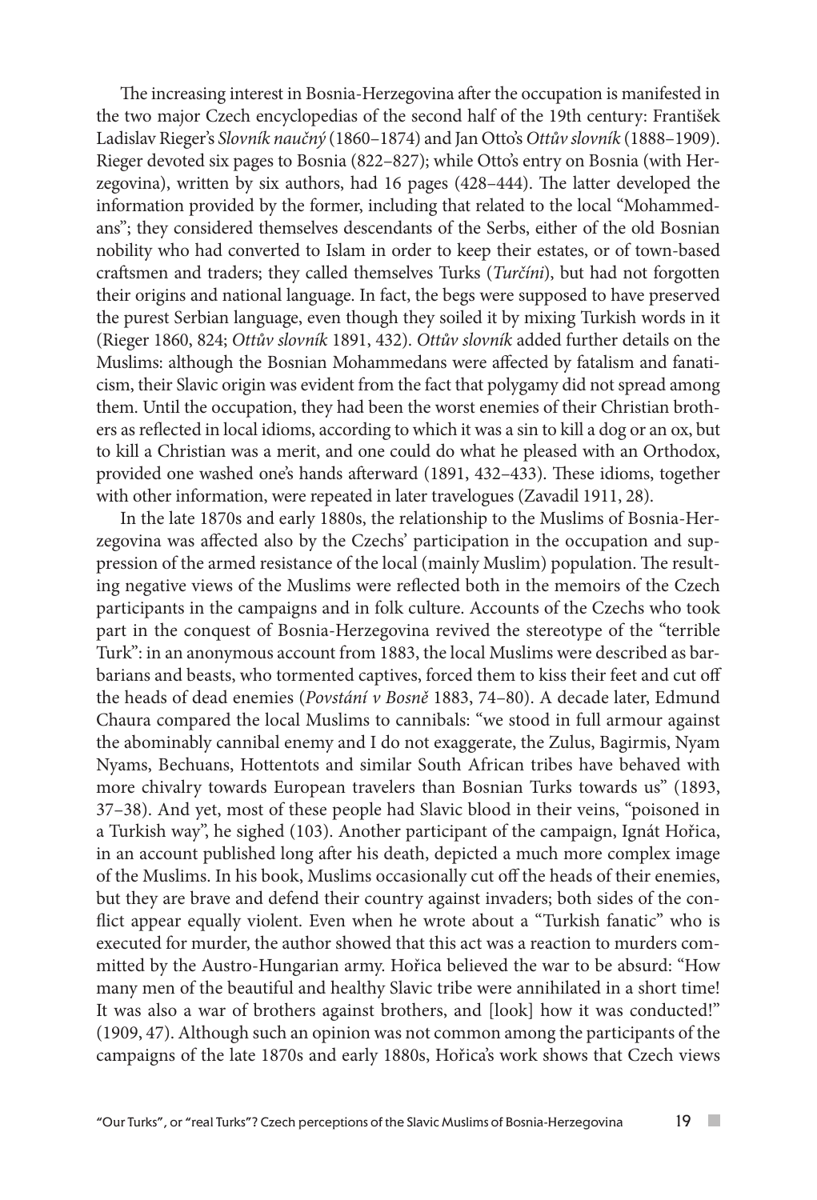The increasing interest in Bosnia-Herzegovina after the occupation is manifested in the two major Czech encyclopedias of the second half of the 19th century: František Ladislav Rieger's *Slovník naučný* (1860–1874) and Jan Otto's *Ottův slovník* (1888–1909). Rieger devoted six pages to Bosnia (822–827); while Otto's entry on Bosnia (with Herzegovina), written by six authors, had 16 pages (428–444). The latter developed the information provided by the former, including that related to the local "Mohammedans"; they considered themselves descendants of the Serbs, either of the old Bosnian nobility who had converted to Islam in order to keep their estates, or of town-based craftsmen and traders; they called themselves Turks (*Turčíni*), but had not forgotten their origins and national language. In fact, the begs were supposed to have preserved the purest Serbian language, even though they soiled it by mixing Turkish words in it (Rieger 1860, 824; *Ottův slovník* 1891, 432). *Ottův slovník* added further details on the Muslims: although the Bosnian Mohammedans were affected by fatalism and fanaticism, their Slavic origin was evident from the fact that polygamy did not spread among them. Until the occupation, they had been the worst enemies of their Christian brothers as reflected in local idioms, according to which it was a sin to kill a dog or an ox, but to kill a Christian was a merit, and one could do what he pleased with an Orthodox, provided one washed one's hands afterward (1891, 432–433). These idioms, together with other information, were repeated in later travelogues (Zavadil 1911, 28).

In the late 1870s and early 1880s, the relationship to the Muslims of Bosnia-Herzegovina was affected also by the Czechs' participation in the occupation and suppression of the armed resistance of the local (mainly Muslim) population. The resulting negative views of the Muslims were reflected both in the memoirs of the Czech participants in the campaigns and in folk culture. Accounts of the Czechs who took part in the conquest of Bosnia-Herzegovina revived the stereotype of the "terrible Turk": in an anonymous account from 1883, the local Muslims were described as barbarians and beasts, who tormented captives, forced them to kiss their feet and cut off the heads of dead enemies (*Povstání v Bosně* 1883, 74–80). A decade later, Edmund Chaura compared the local Muslims to cannibals: "we stood in full armour against the abominably cannibal enemy and I do not exaggerate, the Zulus, Bagirmis, Nyam Nyams, Bechuans, Hottentots and similar South African tribes have behaved with more chivalry towards European travelers than Bosnian Turks towards us" (1893, 37–38). And yet, most of these people had Slavic blood in their veins, "poisoned in a Turkish way", he sighed (103). Another participant of the campaign, Ignát Hořica, in an account published long after his death, depicted a much more complex image of the Muslims. In his book, Muslims occasionally cut off the heads of their enemies, but they are brave and defend their country against invaders; both sides of the conflict appear equally violent. Even when he wrote about a "Turkish fanatic" who is executed for murder, the author showed that this act was a reaction to murders committed by the Austro-Hungarian army. Hořica believed the war to be absurd: "How many men of the beautiful and healthy Slavic tribe were annihilated in a short time! It was also a war of brothers against brothers, and [look] how it was conducted!" (1909, 47). Although such an opinion was not common among the participants of the campaigns of the late 1870s and early 1880s, Hořica's work shows that Czech views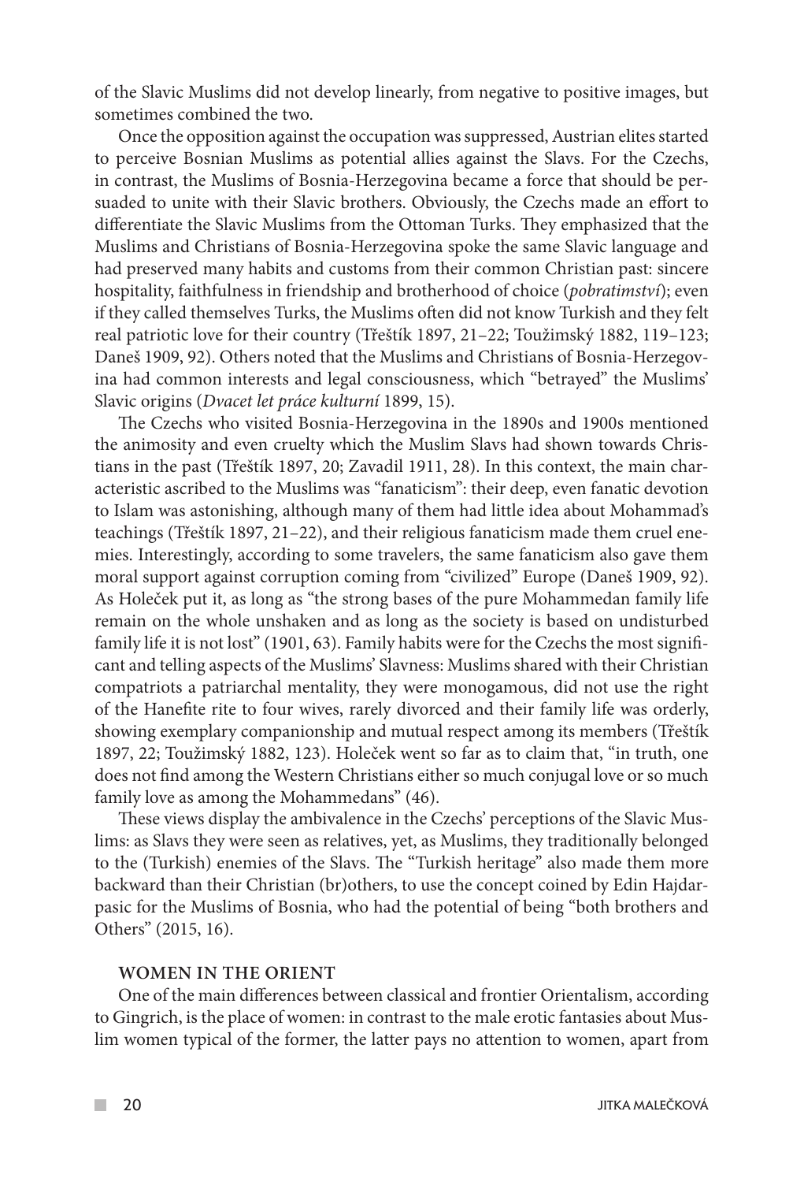of the Slavic Muslims did not develop linearly, from negative to positive images, but sometimes combined the two.

Once the opposition against the occupation was suppressed, Austrian elites started to perceive Bosnian Muslims as potential allies against the Slavs. For the Czechs, in contrast, the Muslims of Bosnia-Herzegovina became a force that should be persuaded to unite with their Slavic brothers. Obviously, the Czechs made an effort to differentiate the Slavic Muslims from the Ottoman Turks. They emphasized that the Muslims and Christians of Bosnia-Herzegovina spoke the same Slavic language and had preserved many habits and customs from their common Christian past: sincere hospitality, faithfulness in friendship and brotherhood of choice (*pobratimství*); even if they called themselves Turks, the Muslims often did not know Turkish and they felt real patriotic love for their country (Třeštík 1897, 21–22; Toužimský 1882, 119–123; Daneš 1909, 92). Others noted that the Muslims and Christians of Bosnia-Herzegovina had common interests and legal consciousness, which "betrayed" the Muslims' Slavic origins (*Dvacet let práce kulturní* 1899, 15).

The Czechs who visited Bosnia-Herzegovina in the 1890s and 1900s mentioned the animosity and even cruelty which the Muslim Slavs had shown towards Christians in the past (Třeštík 1897, 20; Zavadil 1911, 28). In this context, the main characteristic ascribed to the Muslims was "fanaticism": their deep, even fanatic devotion to Islam was astonishing, although many of them had little idea about Mohammad's teachings (Třeštík 1897, 21–22), and their religious fanaticism made them cruel enemies. Interestingly, according to some travelers, the same fanaticism also gave them moral support against corruption coming from "civilized" Europe (Daneš 1909, 92). As Holeček put it, as long as "the strong bases of the pure Mohammedan family life remain on the whole unshaken and as long as the society is based on undisturbed family life it is not lost" (1901, 63). Family habits were for the Czechs the most significant and telling aspects of the Muslims' Slavness: Muslims shared with their Christian compatriots a patriarchal mentality, they were monogamous, did not use the right of the Hanefite rite to four wives, rarely divorced and their family life was orderly, showing exemplary companionship and mutual respect among its members (Třeštík 1897, 22; Toužimský 1882, 123). Holeček went so far as to claim that, "in truth, one does not find among the Western Christians either so much conjugal love or so much family love as among the Mohammedans" (46).

These views display the ambivalence in the Czechs' perceptions of the Slavic Muslims: as Slavs they were seen as relatives, yet, as Muslims, they traditionally belonged to the (Turkish) enemies of the Slavs. The "Turkish heritage" also made them more backward than their Christian (br)others, to use the concept coined by Edin Hajdarpasic for the Muslims of Bosnia, who had the potential of being "both brothers and Others" (2015, 16).

## WOMEN IN THE ORIENT

One of the main differences between classical and frontier Orientalism, according to Gingrich, is the place of women: in contrast to the male erotic fantasies about Muslim women typical of the former, the latter pays no attention to women, apart from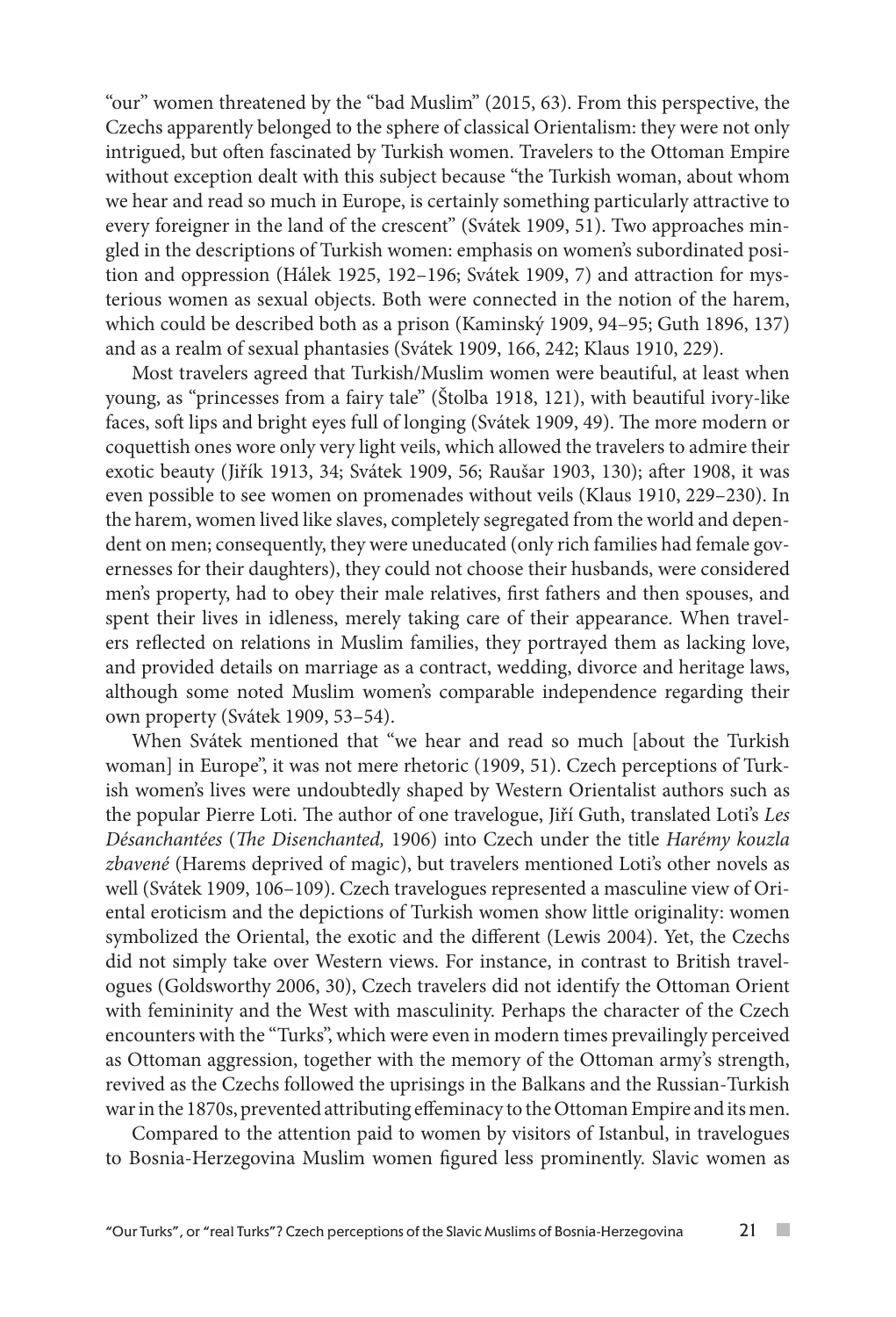"our" women threatened by the "bad Muslim" (2015, 63). From this perspective, the Czechs apparently belonged to the sphere of classical Orientalism: they were not only intrigued, but often fascinated by Turkish women. Travelers to the Ottoman Empire without exception dealt with this subject because "the Turkish woman, about whom we hear and read so much in Europe, is certainly something particularly attractive to every foreigner in the land of the crescent" (Svátek 1909, 51). Two approaches mingled in the descriptions of Turkish women: emphasis on women's subordinated position and oppression (Hálek 1925, 192–196; Svátek 1909, 7) and attraction for mysterious women as sexual objects. Both were connected in the notion of the harem, which could be described both as a prison (Kaminský 1909, 94–95; Guth 1896, 137) and as a realm of sexual phantasies (Svátek 1909, 166, 242; Klaus 1910, 229).

Most travelers agreed that Turkish/Muslim women were beautiful, at least when young, as "princesses from a fairy tale" (Štolba 1918, 121), with beautiful ivory-like faces, soft lips and bright eyes full of longing (Svátek 1909, 49). The more modern or coquettish ones wore only very light veils, which allowed the travelers to admire their exotic beauty (Jiřík 1913, 34; Svátek 1909, 56; Raušar 1903, 130); after 1908, it was even possible to see women on promenades without veils (Klaus 1910, 229–230). In the harem, women lived like slaves, completely segregated from the world and dependent on men; consequently, they were uneducated (only rich families had female governesses for their daughters), they could not choose their husbands, were considered men's property, had to obey their male relatives, first fathers and then spouses, and spent their lives in idleness, merely taking care of their appearance. When travelers reflected on relations in Muslim families, they portrayed them as lacking love, and provided details on marriage as a contract, wedding, divorce and heritage laws, although some noted Muslim women's comparable independence regarding their own property (Svátek 1909, 53–54).

When Svátek mentioned that "we hear and read so much [about the Turkish woman] in Europe", it was not mere rhetoric (1909, 51). Czech perceptions of Turkish women's lives were undoubtedly shaped by Western Orientalist authors such as the popular Pierre Loti. The author of one travelogue, Jiří Guth, translated Loti's *Les Désanchantées* (*The Disenchanted,* 1906) into Czech under the title *Harémy kouzla zbavené* (Harems deprived of magic), but travelers mentioned Loti's other novels as well (Svátek 1909, 106–109). Czech travelogues represented a masculine view of Oriental eroticism and the depictions of Turkish women show little originality: women symbolized the Oriental, the exotic and the different (Lewis 2004). Yet, the Czechs did not simply take over Western views. For instance, in contrast to British travelogues (Goldsworthy 2006, 30), Czech travelers did not identify the Ottoman Orient with femininity and the West with masculinity. Perhaps the character of the Czech encounters with the "Turks", which were even in modern times prevailingly perceived as Ottoman aggression, together with the memory of the Ottoman army's strength, revived as the Czechs followed the uprisings in the Balkans and the Russian-Turkish war in the 1870s, prevented attributing effeminacy to the Ottoman Empire and its men.

Compared to the attention paid to women by visitors of Istanbul, in travelogues to Bosnia-Herzegovina Muslim women figured less prominently. Slavic women as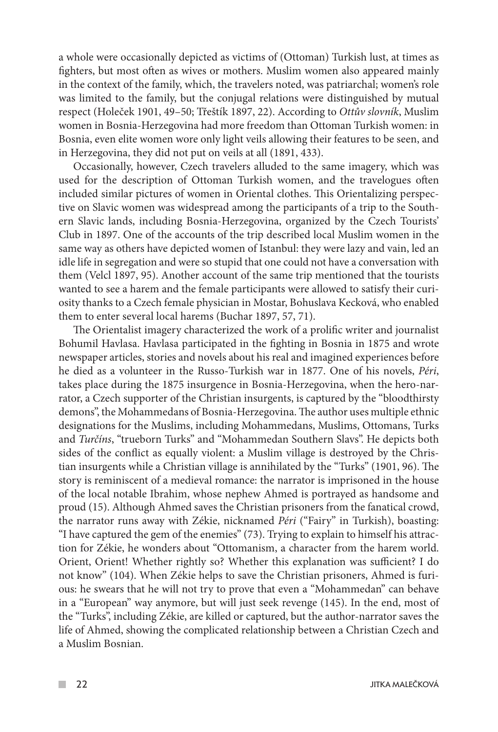a whole were occasionally depicted as victims of (Ottoman) Turkish lust, at times as fighters, but most often as wives or mothers. Muslim women also appeared mainly in the context of the family, which, the travelers noted, was patriarchal; women's role was limited to the family, but the conjugal relations were distinguished by mutual respect (Holeček 1901, 49–50; Třeštík 1897, 22). According to *Ottův slovník*, Muslim women in Bosnia-Herzegovina had more freedom than Ottoman Turkish women: in Bosnia, even elite women wore only light veils allowing their features to be seen, and in Herzegovina, they did not put on veils at all (1891, 433).

Occasionally, however, Czech travelers alluded to the same imagery, which was used for the description of Ottoman Turkish women, and the travelogues often included similar pictures of women in Oriental clothes. This Orientalizing perspective on Slavic women was widespread among the participants of a trip to the Southern Slavic lands, including Bosnia-Herzegovina, organized by the Czech Tourists' Club in 1897. One of the accounts of the trip described local Muslim women in the same way as others have depicted women of Istanbul: they were lazy and vain, led an idle life in segregation and were so stupid that one could not have a conversation with them (Velcl 1897, 95). Another account of the same trip mentioned that the tourists wanted to see a harem and the female participants were allowed to satisfy their curiosity thanks to a Czech female physician in Mostar, Bohuslava Kecková, who enabled them to enter several local harems (Buchar 1897, 57, 71).

The Orientalist imagery characterized the work of a prolific writer and journalist Bohumil Havlasa. Havlasa participated in the fighting in Bosnia in 1875 and wrote newspaper articles, stories and novels about his real and imagined experiences before he died as a volunteer in the Russo-Turkish war in 1877. One of his novels, *Péri*, takes place during the 1875 insurgence in Bosnia-Herzegovina, when the hero-narrator, a Czech supporter of the Christian insurgents, is captured by the "bloodthirsty demons", the Mohammedans of Bosnia-Herzegovina. The author uses multiple ethnic designations for the Muslims, including Mohammedans, Muslims, Ottomans, Turks and *Turčíns*, "trueborn Turks" and "Mohammedan Southern Slavs". He depicts both sides of the conflict as equally violent: a Muslim village is destroyed by the Christian insurgents while a Christian village is annihilated by the "Turks" (1901, 96). The story is reminiscent of a medieval romance: the narrator is imprisoned in the house of the local notable Ibrahim, whose nephew Ahmed is portrayed as handsome and proud (15). Although Ahmed saves the Christian prisoners from the fanatical crowd, the narrator runs away with Zékie, nicknamed *Péri* ("Fairy" in Turkish), boasting: "I have captured the gem of the enemies" (73). Trying to explain to himself his attraction for Zékie, he wonders about "Ottomanism, a character from the harem world. Orient, Orient! Whether rightly so? Whether this explanation was sufficient? I do not know" (104). When Zékie helps to save the Christian prisoners, Ahmed is furious: he swears that he will not try to prove that even a "Mohammedan" can behave in a "European" way anymore, but will just seek revenge (145). In the end, most of the "Turks", including Zékie, are killed or captured, but the author-narrator saves the life of Ahmed, showing the complicated relationship between a Christian Czech and a Muslim Bosnian.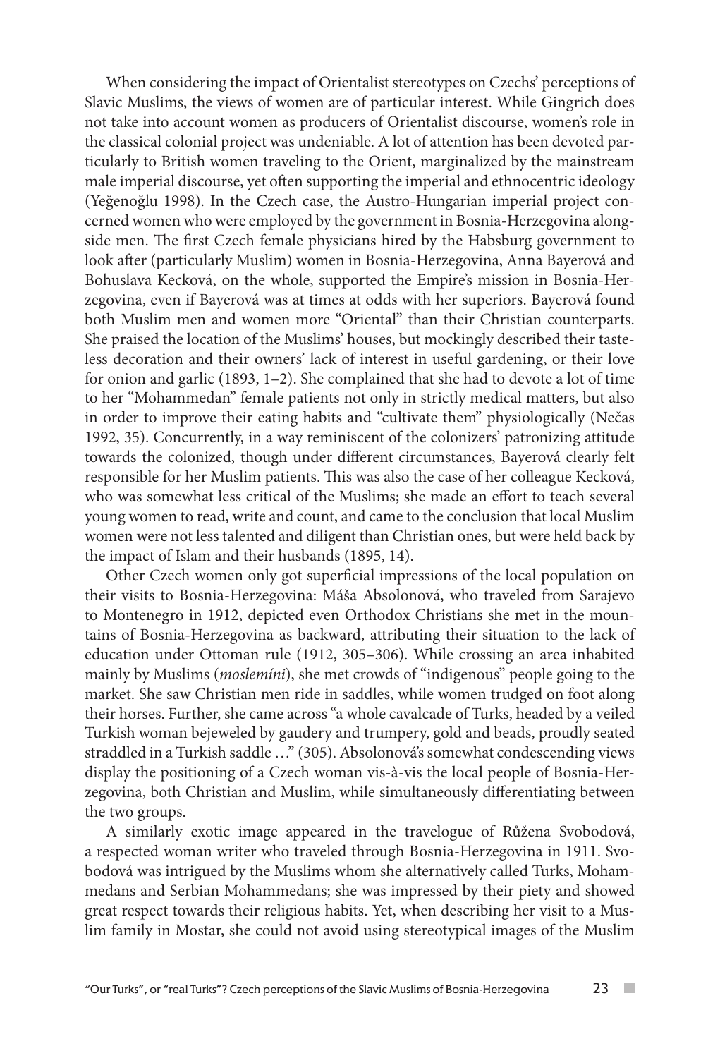When considering the impact of Orientalist stereotypes on Czechs' perceptions of Slavic Muslims, the views of women are of particular interest. While Gingrich does not take into account women as producers of Orientalist discourse, women's role in the classical colonial project was undeniable. A lot of attention has been devoted particularly to British women traveling to the Orient, marginalized by the mainstream male imperial discourse, yet often supporting the imperial and ethnocentric ideology (Yeğenoğlu 1998). In the Czech case, the Austro-Hungarian imperial project concerned women who were employed by the government in Bosnia-Herzegovina alongside men. The first Czech female physicians hired by the Habsburg government to look after (particularly Muslim) women in Bosnia-Herzegovina, Anna Bayerová and Bohuslava Kecková, on the whole, supported the Empire's mission in Bosnia-Herzegovina, even if Bayerová was at times at odds with her superiors. Bayerová found both Muslim men and women more "Oriental" than their Christian counterparts. She praised the location of the Muslims' houses, but mockingly described their tasteless decoration and their owners' lack of interest in useful gardening, or their love for onion and garlic (1893, 1–2). She complained that she had to devote a lot of time to her "Mohammedan" female patients not only in strictly medical matters, but also in order to improve their eating habits and "cultivate them" physiologically (Nečas 1992, 35). Concurrently, in a way reminiscent of the colonizers' patronizing attitude towards the colonized, though under different circumstances, Bayerová clearly felt responsible for her Muslim patients. This was also the case of her colleague Kecková, who was somewhat less critical of the Muslims; she made an effort to teach several young women to read, write and count, and came to the conclusion that local Muslim women were not less talented and diligent than Christian ones, but were held back by the impact of Islam and their husbands (1895, 14).

Other Czech women only got superficial impressions of the local population on their visits to Bosnia-Herzegovina: Máša Absolonová, who traveled from Sarajevo to Montenegro in 1912, depicted even Orthodox Christians she met in the mountains of Bosnia-Herzegovina as backward, attributing their situation to the lack of education under Ottoman rule (1912, 305–306). While crossing an area inhabited mainly by Muslims (*moslemíni*), she met crowds of "indigenous" people going to the market. She saw Christian men ride in saddles, while women trudged on foot along their horses. Further, she came across "a whole cavalcade of Turks, headed by a veiled Turkish woman bejeweled by gaudery and trumpery, gold and beads, proudly seated straddled in a Turkish saddle …" (305). Absolonová's somewhat condescending views display the positioning of a Czech woman vis-à-vis the local people of Bosnia-Herzegovina, both Christian and Muslim, while simultaneously differentiating between the two groups.

A similarly exotic image appeared in the travelogue of Růžena Svobodová, a respected woman writer who traveled through Bosnia-Herzegovina in 1911. Svobodová was intrigued by the Muslims whom she alternatively called Turks, Mohammedans and Serbian Mohammedans; she was impressed by their piety and showed great respect towards their religious habits. Yet, when describing her visit to a Muslim family in Mostar, she could not avoid using stereotypical images of the Muslim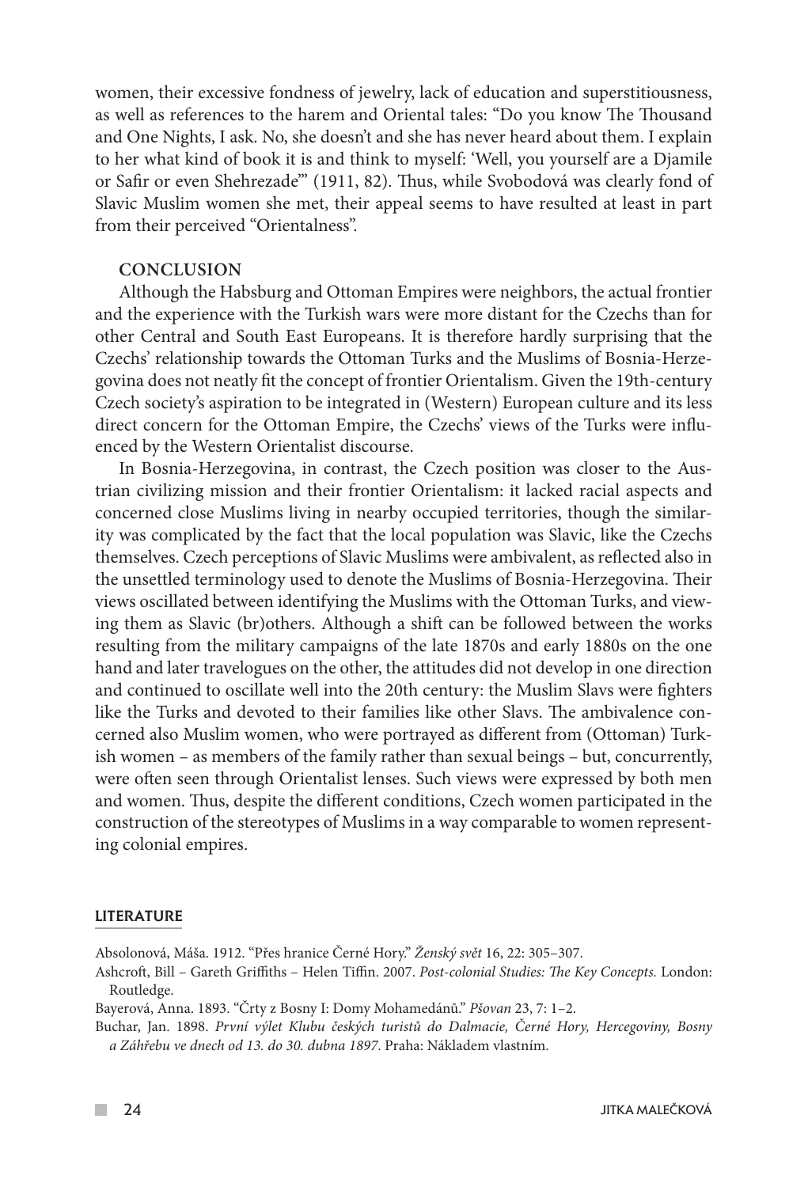women, their excessive fondness of jewelry, lack of education and superstitiousness, as well as references to the harem and Oriental tales: "Do you know The Thousand and One Nights, I ask. No, she doesn't and she has never heard about them. I explain to her what kind of book it is and think to myself: 'Well, you yourself are a Djamile or Safir or even Shehrezade'" (1911, 82). Thus, while Svobodová was clearly fond of Slavic Muslim women she met, their appeal seems to have resulted at least in part from their perceived "Orientalness".

## CONCLUSION

Although the Habsburg and Ottoman Empires were neighbors, the actual frontier and the experience with the Turkish wars were more distant for the Czechs than for other Central and South East Europeans. It is therefore hardly surprising that the Czechs' relationship towards the Ottoman Turks and the Muslims of Bosnia-Herzegovina does not neatly fit the concept of frontier Orientalism. Given the 19th-century Czech society's aspiration to be integrated in (Western) European culture and its less direct concern for the Ottoman Empire, the Czechs' views of the Turks were influenced by the Western Orientalist discourse.

In Bosnia-Herzegovina, in contrast, the Czech position was closer to the Austrian civilizing mission and their frontier Orientalism: it lacked racial aspects and concerned close Muslims living in nearby occupied territories, though the similarity was complicated by the fact that the local population was Slavic, like the Czechs themselves. Czech perceptions of Slavic Muslims were ambivalent, as reflected also in the unsettled terminology used to denote the Muslims of Bosnia-Herzegovina. Their views oscillated between identifying the Muslims with the Ottoman Turks, and viewing them as Slavic (br)others. Although a shift can be followed between the works resulting from the military campaigns of the late 1870s and early 1880s on the one hand and later travelogues on the other, the attitudes did not develop in one direction and continued to oscillate well into the 20th century: the Muslim Slavs were fighters like the Turks and devoted to their families like other Slavs. The ambivalence concerned also Muslim women, who were portrayed as different from (Ottoman) Turkish women – as members of the family rather than sexual beings – but, concurrently, were often seen through Orientalist lenses. Such views were expressed by both men and women. Thus, despite the different conditions, Czech women participated in the construction of the stereotypes of Muslims in a way comparable to women representing colonial empires.

## LITERATURE

Absolonová, Máša. 1912. "Přes hranice Černé Hory." *Ženský svět* 16, 22: 305–307.

Ashcroft, Bill – Gareth Griffiths – Helen Tiffin. 2007. *Post-colonial Studies: The Key Concepts.* London: Routledge.

Bayerová, Anna. 1893. "Črty z Bosny I: Domy Mohamedánů." *Pšovan* 23, 7: 1–2.

Buchar, Jan. 1898. *První výlet Klubu českých turistů do Dalmacie, Černé Hory, Hercegoviny, Bosny a Záhřebu ve dnech od 13. do 30. dubna 1897*. Praha: Nákladem vlastním.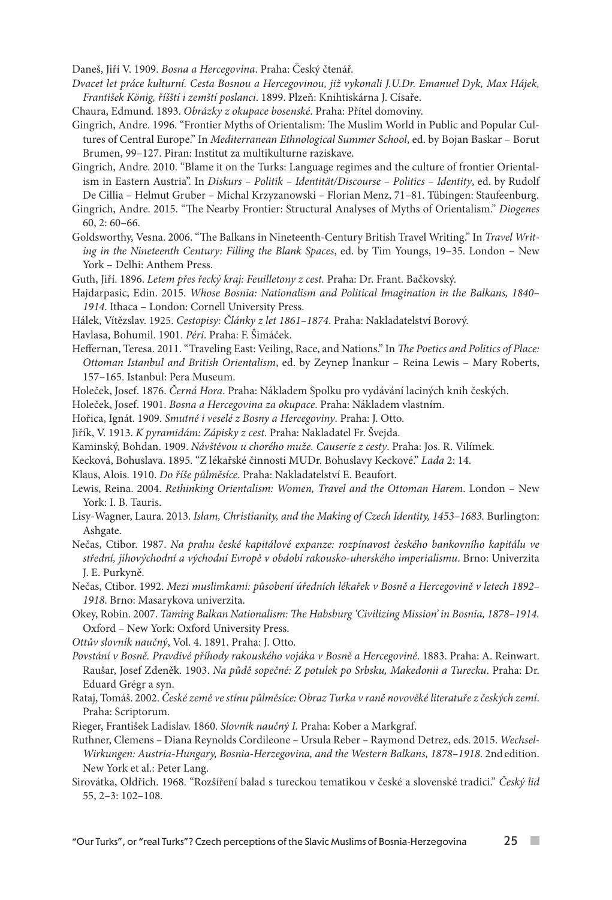Daneš, Jiří V. 1909. *Bosna a Hercegovina*. Praha: Český čtenář.

*Dvacet let práce kulturní. Cesta Bosnou a Hercegovinou, již vykonali J.U.Dr. Emanuel Dyk, Max Hájek, František König, říšští i zemští poslanci*. 1899. Plzeň: Knihtiskárna J. Císaře.

Chaura, Edmund. 1893. *Obrázky z okupace bosenské*. Praha: Přítel domoviny.

Gingrich, Andre. 1996. "Frontier Myths of Orientalism: The Muslim World in Public and Popular Cultures of Central Europe." In *Mediterranean Ethnological Summer School*, ed. by Bojan Baskar – Borut Brumen, 99–127. Piran: Institut za multikulturne raziskave.

Gingrich, Andre. 2010. "Blame it on the Turks: Language regimes and the culture of frontier Orientalism in Eastern Austria". In *Diskurs – Politik – Identität/Discourse – Politics – Identity*, ed. by Rudolf De Cillia – Helmut Gruber – Michal Krzyzanowski – Florian Menz, 71–81. Tübingen: Staufeenburg.

Gingrich, Andre. 2015. "The Nearby Frontier: Structural Analyses of Myths of Orientalism." *Diogenes* 60, 2: 60–66.

Goldsworthy, Vesna. 2006. "The Balkans in Nineteenth-Century British Travel Writing." In *Travel Writing in the Nineteenth Century: Filling the Blank Spaces*, ed. by Tim Youngs, 19–35. London – New York – Delhi: Anthem Press.

Guth, Jiří. 1896. *Letem přes řecký kraj: Feuilletony z cest.* Praha: Dr. Frant. Bačkovský.

Hajdarpasic, Edin. 2015. *Whose Bosnia: Nationalism and Political Imagination in the Balkans, 1840–1914*. Ithaca – London: Cornell University Press.

Hálek, Vítězslav. 1925. *Cestopisy: Články z let 1861–1874*. Praha: Nakladatelství Borový.

Havlasa, Bohumil. 1901. *Péri*. Praha: F. Šimáček.

Heffernan, Teresa. 2011. "Traveling East: Veiling, Race, and Nations." In *The Poetics and Politics of Place: Ottoman Istanbul and British Orientalism*, ed. by Zeynep İnankur – Reina Lewis – Mary Roberts, 157–165. Istanbul: Pera Museum.

Holeček, Josef. 1876. *Černá Hora*. Praha: Nákladem Spolku pro vydávání laciných knih českých.

Holeček, Josef. 1901. *Bosna a Hercegovina za okupace*. Praha: Nákladem vlastním.

Hořica, Ignát. 1909. *Smutné i veselé z Bosny a Hercegoviny*. Praha: J. Otto.

Jiřík, V. 1913. *K pyramidám: Zápisky z cest*. Praha: Nakladatel Fr. Švejda.

Kaminský, Bohdan. 1909. *Návštěvou u chorého muže. Causerie z cesty*. Praha: Jos. R. Vilímek.

Kecková, Bohuslava. 1895. "Z lékařské činnosti MUDr. Bohuslavy Keckové." *Lada* 2: 14.

Klaus, Alois. 1910. *Do říše půlměsíce*. Praha: Nakladatelství E. Beaufort.

Lewis, Reina. 2004. *Rethinking Orientalism: Women, Travel and the Ottoman Harem*. London – New York: I. B. Tauris.

Lisy-Wagner, Laura. 2013. *Islam, Christianity, and the Making of Czech Identity, 1453–1683.* Burlington: Ashgate.

Nečas, Ctibor. 1987. *Na prahu české kapitálové expanze: rozpínavost českého bankovního kapitálu ve střední, jihovýchodní a východní Evropě v období rakousko-uherského imperialismu*. Brno: Univerzita J. E. Purkyně.

Nečas, Ctibor. 1992. *Mezi muslimkami: působení úředních lékařek v Bosně a Hercegovině v letech 1892–1918*. Brno: Masarykova univerzita.

Okey, Robin. 2007. *Taming Balkan Nationalism: The Habsburg 'Civilizing Mission' in Bosnia, 1878–1914.* Oxford – New York: Oxford University Press.

*Ottův slovník naučný*, Vol. 4. 1891. Praha: J. Otto.

*Povstání v Bosně. Pravdivé příhody rakouského vojáka v Bosně a Hercegovině*. 1883. Praha: A. Reinwart.

Raušar, Josef Zdeněk. 1903. *Na půdě sopečné: Z potulek po Srbsku, Makedonii a Turecku*. Praha: Dr. Eduard Grégr a syn.

Rataj, Tomáš. 2002. *České země ve stínu půlměsíce: Obraz Turka v raně novověké literatuře z českých zemí*. Praha: Scriptorum.

Rieger, František Ladislav. 1860. *Slovník naučný I.* Praha: Kober a Markgraf.

Ruthner, Clemens – Diana Reynolds Cordileone – Ursula Reber – Raymond Detrez, eds. 2015. *Wechsel-Wirkungen: Austria-Hungary, Bosnia-Herzegovina, and the Western Balkans, 1878–1918*. 2nd edition. New York et al.: Peter Lang.

Sirovátka, Oldřich. 1968. "Rozšíření balad s tureckou tematikou v české a slovenské tradici." *Český lid* 55, 2–3: 102–108.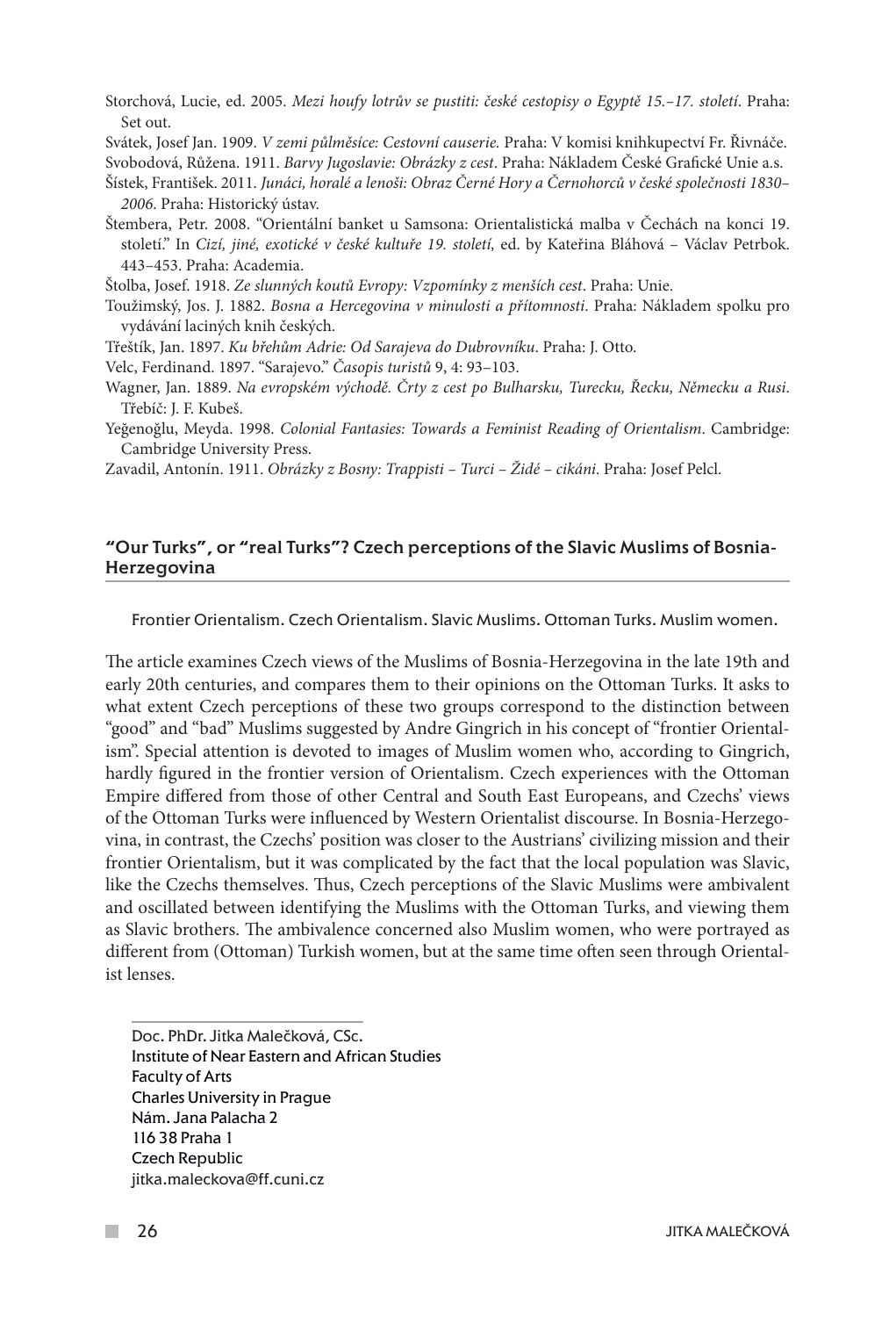Storchová, Lucie, ed. 2005. *Mezi houfy lotrův se pustiti: české cestopisy o Egyptě 15.–17. století*. Praha: Set out.

Svátek, Josef Jan. 1909. *V zemi půlměsíce: Cestovní causerie.* Praha: V komisi knihkupectví Fr. Řivnáče.

Svobodová, Růžena. 1911. *Barvy Jugoslavie: Obrázky z cest*. Praha: Nákladem České Grafické Unie a.s.

Šístek, František. 2011. *Junáci, horalé a lenoši: Obraz Černé Hory a Černohorců v české společnosti 1830–2006*. Praha: Historický ústav.

Štembera, Petr. 2008. "Orientální banket u Samsona: Orientalistická malba v Čechách na konci 19. století." In *Cizí, jiné, exotické v české kultuře 19. století,* ed. by Kateřina Bláhová – Václav Petrbok. 443–453. Praha: Academia.

Štolba, Josef. 1918. *Ze slunných koutů Evropy: Vzpomínky z menších cest*. Praha: Unie.

Toužimský, Jos. J. 1882. *Bosna a Hercegovina v minulosti a přítomnosti*. Praha: Nákladem spolku pro vydávání laciných knih českých.

Třeštík, Jan. 1897. *Ku břehům Adrie: Od Sarajeva do Dubrovníku*. Praha: J. Otto.

Velc, Ferdinand. 1897. "Sarajevo." *Časopis turistů* 9, 4: 93–103.

Wagner, Jan. 1889. *Na evropském východě. Črty z cest po Bulharsku, Turecku, Řecku, Německu a Rusi.* Třebíč: J. F. Kubeš.

Yeğenoğlu, Meyda. 1998. *Colonial Fantasies: Towards a Feminist Reading of Orientalism*. Cambridge: Cambridge University Press.

Zavadil, Antonín. 1911. *Obrázky z Bosny: Trappisti – Turci – Židé – cikáni*. Praha: Josef Pelcl.

## "Our Turks", or "real Turks"? Czech perceptions of the Slavic Muslims of Bosnia-Herzegovina

Frontier Orientalism. Czech Orientalism. Slavic Muslims. Ottoman Turks. Muslim women.

The article examines Czech views of the Muslims of Bosnia-Herzegovina in the late 19th and early 20th centuries, and compares them to their opinions on the Ottoman Turks. It asks to what extent Czech perceptions of these two groups correspond to the distinction between "good" and "bad" Muslims suggested by Andre Gingrich in his concept of "frontier Orientalism". Special attention is devoted to images of Muslim women who, according to Gingrich, hardly figured in the frontier version of Orientalism. Czech experiences with the Ottoman Empire differed from those of other Central and South East Europeans, and Czechs' views of the Ottoman Turks were influenced by Western Orientalist discourse. In Bosnia-Herzegovina, in contrast, the Czechs' position was closer to the Austrians' civilizing mission and their frontier Orientalism, but it was complicated by the fact that the local population was Slavic, like the Czechs themselves. Thus, Czech perceptions of the Slavic Muslims were ambivalent and oscillated between identifying the Muslims with the Ottoman Turks, and viewing them as Slavic brothers. The ambivalence concerned also Muslim women, who were portrayed as different from (Ottoman) Turkish women, but at the same time often seen through Orientalist lenses.

Doc. PhDr. Jitka Malečková, CSc.
Institute of Near Eastern and African Studies
Faculty of Arts
Charles University in Prague
Nám. Jana Palacha 2
116 38 Praha 1
Czech Republic
jitka.maleckova@ff.cuni.cz